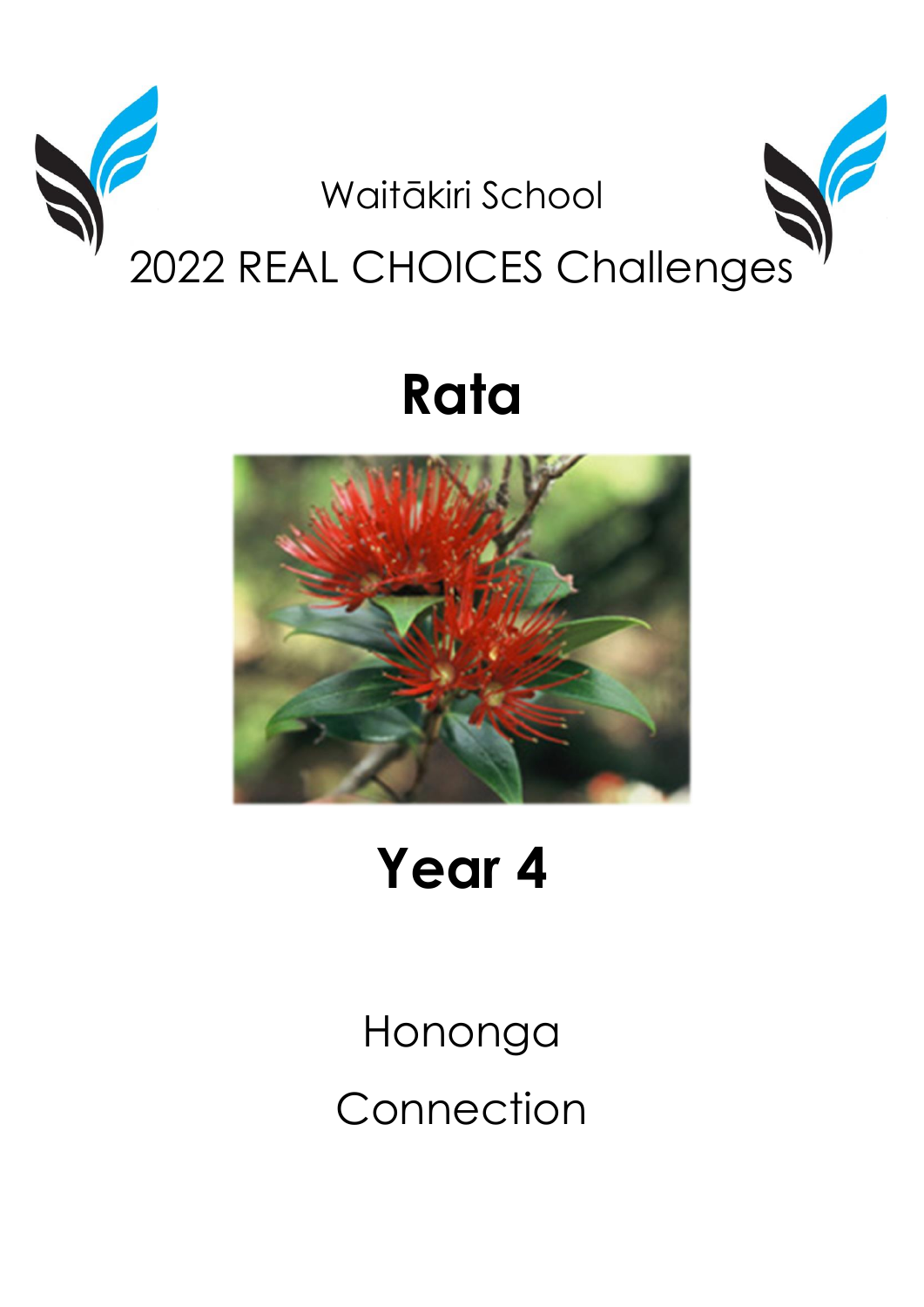Waitākiri School

# 2022 REAL CHOICES Challenges

# Rata

# Year 4

Hononga

Connection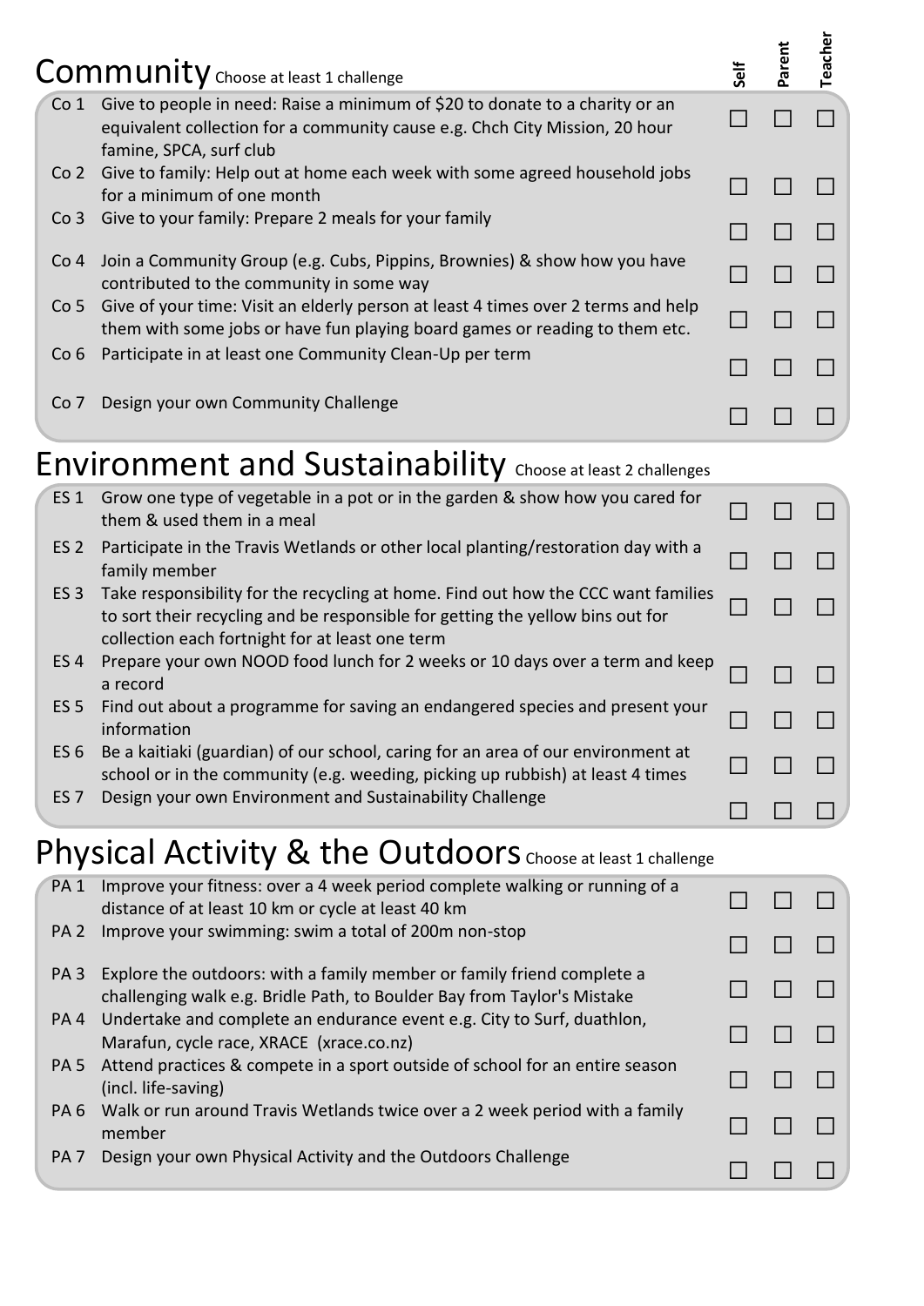## Community *Choose at least 1 challenge*

| | | Self | Parent | Teacher |
|---|---|---|---|---|
| Co 1 | Give to people in need: Raise a minimum of $20 to donate to a charity or an equivalent collection for a community cause e.g. Chch City Mission, 20 hour famine, SPCA, surf club | ☐ | ☐ | ☐ |
| Co 2 | Give to family: Help out at home each week with some agreed household jobs for a minimum of one month | ☐ | ☐ | ☐ |
| Co 3 | Give to your family: Prepare 2 meals for your family | ☐ | ☐ | ☐ |
| Co 4 | Join a Community Group (e.g. Cubs, Pippins, Brownies) & show how you have contributed to the community in some way | ☐ | ☐ | ☐ |
| Co 5 | Give of your time: Visit an elderly person at least 4 times over 2 terms and help them with some jobs or have fun playing board games or reading to them etc. | ☐ | ☐ | ☐ |
| Co 6 | Participate in at least one Community Clean-Up per term | ☐ | ☐ | ☐ |
| Co 7 | Design your own Community Challenge | ☐ | ☐ | ☐ |

## Environment and Sustainability *Choose at least 2 challenges*

| | | Self | Parent | Teacher |
|---|---|---|---|---|
| ES 1 | Grow one type of vegetable in a pot or in the garden & show how you cared for them & used them in a meal | ☐ | ☐ | ☐ |
| ES 2 | Participate in the Travis Wetlands or other local planting/restoration day with a family member | ☐ | ☐ | ☐ |
| ES 3 | Take responsibility for the recycling at home. Find out how the CCC want families to sort their recycling and be responsible for getting the yellow bins out for collection each fortnight for at least one term | ☐ | ☐ | ☐ |
| ES 4 | Prepare your own NOOD food lunch for 2 weeks or 10 days over a term and keep a record | ☐ | ☐ | ☐ |
| ES 5 | Find out about a programme for saving an endangered species and present your information | ☐ | ☐ | ☐ |
| ES 6 | Be a kaitiaki (guardian) of our school, caring for an area of our environment at school or in the community (e.g. weeding, picking up rubbish) at least 4 times | ☐ | ☐ | ☐ |
| ES 7 | Design your own Environment and Sustainability Challenge | ☐ | ☐ | ☐ |

## Physical Activity & the Outdoors *Choose at least 1 challenge*

| | | Self | Parent | Teacher |
|---|---|---|---|---|
| PA 1 | Improve your fitness: over a 4 week period complete walking or running of a distance of at least 10 km or cycle at least 40 km | ☐ | ☐ | ☐ |
| PA 2 | Improve your swimming: swim a total of 200m non-stop | ☐ | ☐ | ☐ |
| PA 3 | Explore the outdoors: with a family member or family friend complete a challenging walk e.g. Bridle Path, to Boulder Bay from Taylor's Mistake | ☐ | ☐ | ☐ |
| PA 4 | Undertake and complete an endurance event e.g. City to Surf, duathlon, Marafun, cycle race, XRACE (xrace.co.nz) | ☐ | ☐ | ☐ |
| PA 5 | Attend practices & compete in a sport outside of school for an entire season (incl. life-saving) | ☐ | ☐ | ☐ |
| PA 6 | Walk or run around Travis Wetlands twice over a 2 week period with a family member | ☐ | ☐ | ☐ |
| PA 7 | Design your own Physical Activity and the Outdoors Challenge | ☐ | ☐ | ☐ |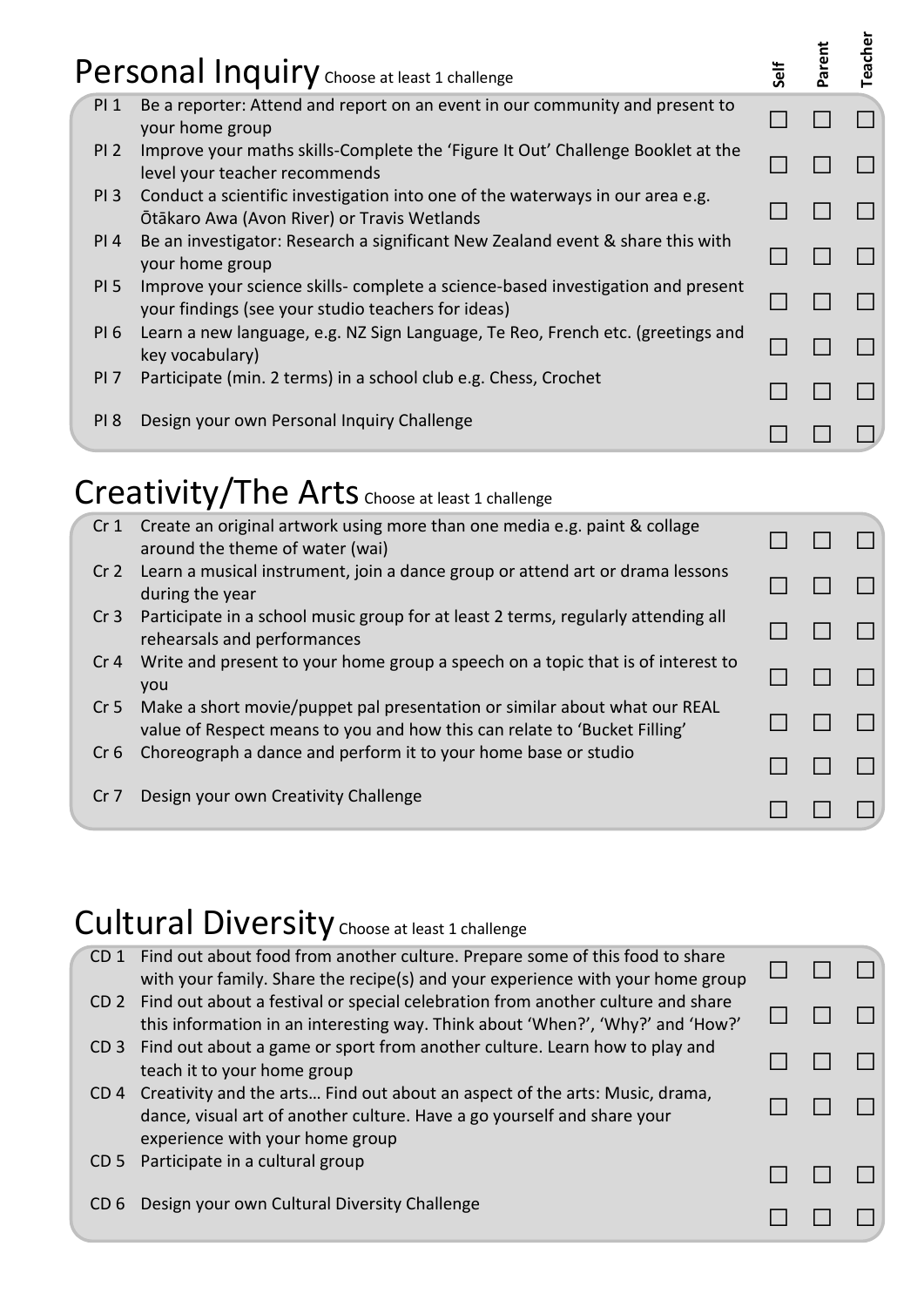## Personal Inquiry Choose at least 1 challenge

| | | Self | Parent | Teacher |
|---|---|---|---|---|
| PI 1 | Be a reporter: Attend and report on an event in our community and present to your home group | ☐ | ☐ | ☐ |
| PI 2 | Improve your maths skills-Complete the 'Figure It Out' Challenge Booklet at the level your teacher recommends | ☐ | ☐ | ☐ |
| PI 3 | Conduct a scientific investigation into one of the waterways in our area e.g. Ōtākaro Awa (Avon River) or Travis Wetlands | ☐ | ☐ | ☐ |
| PI 4 | Be an investigator: Research a significant New Zealand event & share this with your home group | ☐ | ☐ | ☐ |
| PI 5 | Improve your science skills- complete a science-based investigation and present your findings (see your studio teachers for ideas) | ☐ | ☐ | ☐ |
| PI 6 | Learn a new language, e.g. NZ Sign Language, Te Reo, French etc. (greetings and key vocabulary) | ☐ | ☐ | ☐ |
| PI 7 | Participate (min. 2 terms) in a school club e.g. Chess, Crochet | ☐ | ☐ | ☐ |
| PI 8 | Design your own Personal Inquiry Challenge | ☐ | ☐ | ☐ |

## Creativity/The Arts Choose at least 1 challenge

| | | Self | Parent | Teacher |
|---|---|---|---|---|
| Cr 1 | Create an original artwork using more than one media e.g. paint & collage around the theme of water (wai) | ☐ | ☐ | ☐ |
| Cr 2 | Learn a musical instrument, join a dance group or attend art or drama lessons during the year | ☐ | ☐ | ☐ |
| Cr 3 | Participate in a school music group for at least 2 terms, regularly attending all rehearsals and performances | ☐ | ☐ | ☐ |
| Cr 4 | Write and present to your home group a speech on a topic that is of interest to you | ☐ | ☐ | ☐ |
| Cr 5 | Make a short movie/puppet pal presentation or similar about what our REAL value of Respect means to you and how this can relate to 'Bucket Filling' | ☐ | ☐ | ☐ |
| Cr 6 | Choreograph a dance and perform it to your home base or studio | ☐ | ☐ | ☐ |
| Cr 7 | Design your own Creativity Challenge | ☐ | ☐ | ☐ |

## Cultural Diversity Choose at least 1 challenge

| | | Self | Parent | Teacher |
|---|---|---|---|---|
| CD 1 | Find out about food from another culture. Prepare some of this food to share with your family. Share the recipe(s) and your experience with your home group | ☐ | ☐ | ☐ |
| CD 2 | Find out about a festival or special celebration from another culture and share this information in an interesting way. Think about 'When?', 'Why?' and 'How?' | ☐ | ☐ | ☐ |
| CD 3 | Find out about a game or sport from another culture. Learn how to play and teach it to your home group | ☐ | ☐ | ☐ |
| CD 4 | Creativity and the arts… Find out about an aspect of the arts: Music, drama, dance, visual art of another culture. Have a go yourself and share your experience with your home group | ☐ | ☐ | ☐ |
| CD 5 | Participate in a cultural group | ☐ | ☐ | ☐ |
| CD 6 | Design your own Cultural Diversity Challenge | ☐ | ☐ | ☐ |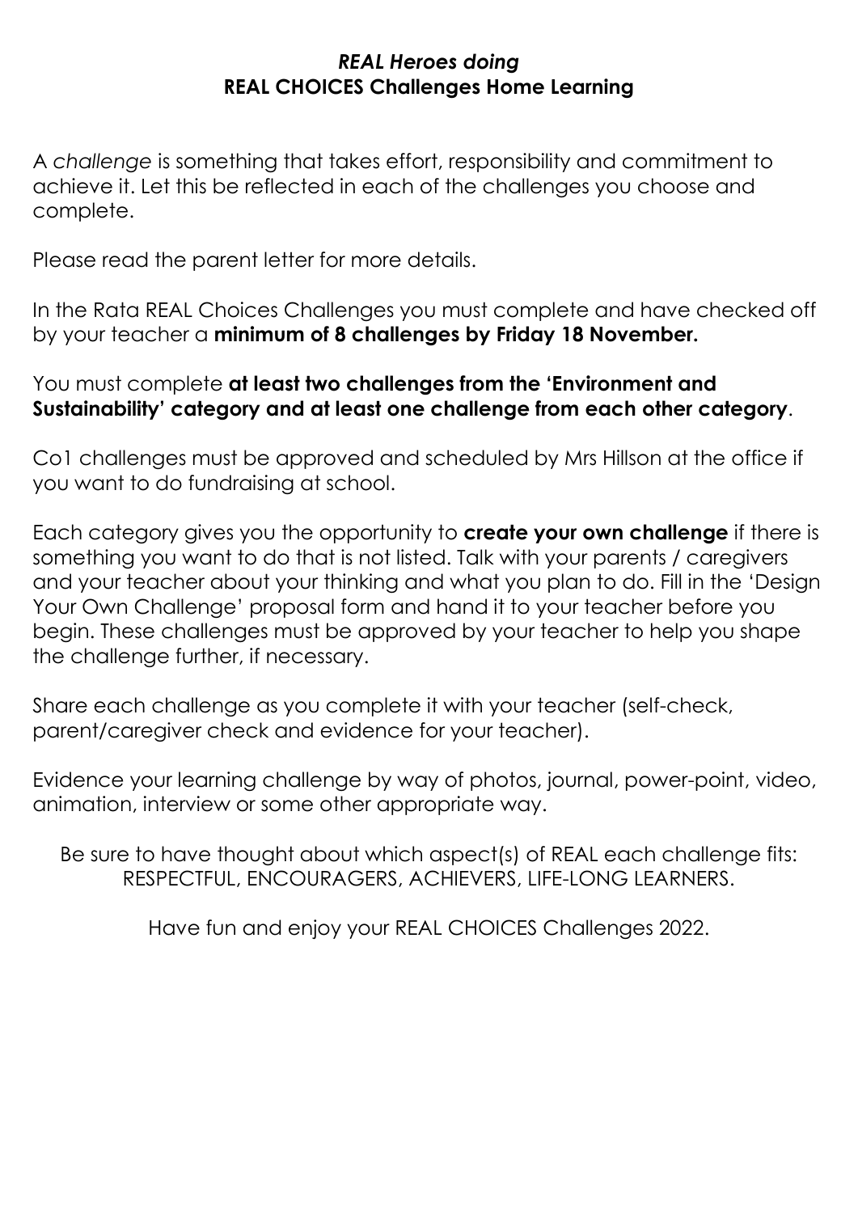## *REAL Heroes doing*
## REAL CHOICES Challenges Home Learning

A *challenge* is something that takes effort, responsibility and commitment to achieve it. Let this be reflected in each of the challenges you choose and complete.

Please read the parent letter for more details.

In the Rata REAL Choices Challenges you must complete and have checked off by your teacher a **minimum of 8 challenges by Friday 18 November.**

You must complete **at least two challenges from the 'Environment and Sustainability' category and at least one challenge from each other category**.

Co1 challenges must be approved and scheduled by Mrs Hillson at the office if you want to do fundraising at school.

Each category gives you the opportunity to **create your own challenge** if there is something you want to do that is not listed. Talk with your parents / caregivers and your teacher about your thinking and what you plan to do. Fill in the 'Design Your Own Challenge' proposal form and hand it to your teacher before you begin. These challenges must be approved by your teacher to help you shape the challenge further, if necessary.

Share each challenge as you complete it with your teacher (self-check, parent/caregiver check and evidence for your teacher).

Evidence your learning challenge by way of photos, journal, power-point, video, animation, interview or some other appropriate way.

Be sure to have thought about which aspect(s) of REAL each challenge fits: RESPECTFUL, ENCOURAGERS, ACHIEVERS, LIFE-LONG LEARNERS.

Have fun and enjoy your REAL CHOICES Challenges 2022.